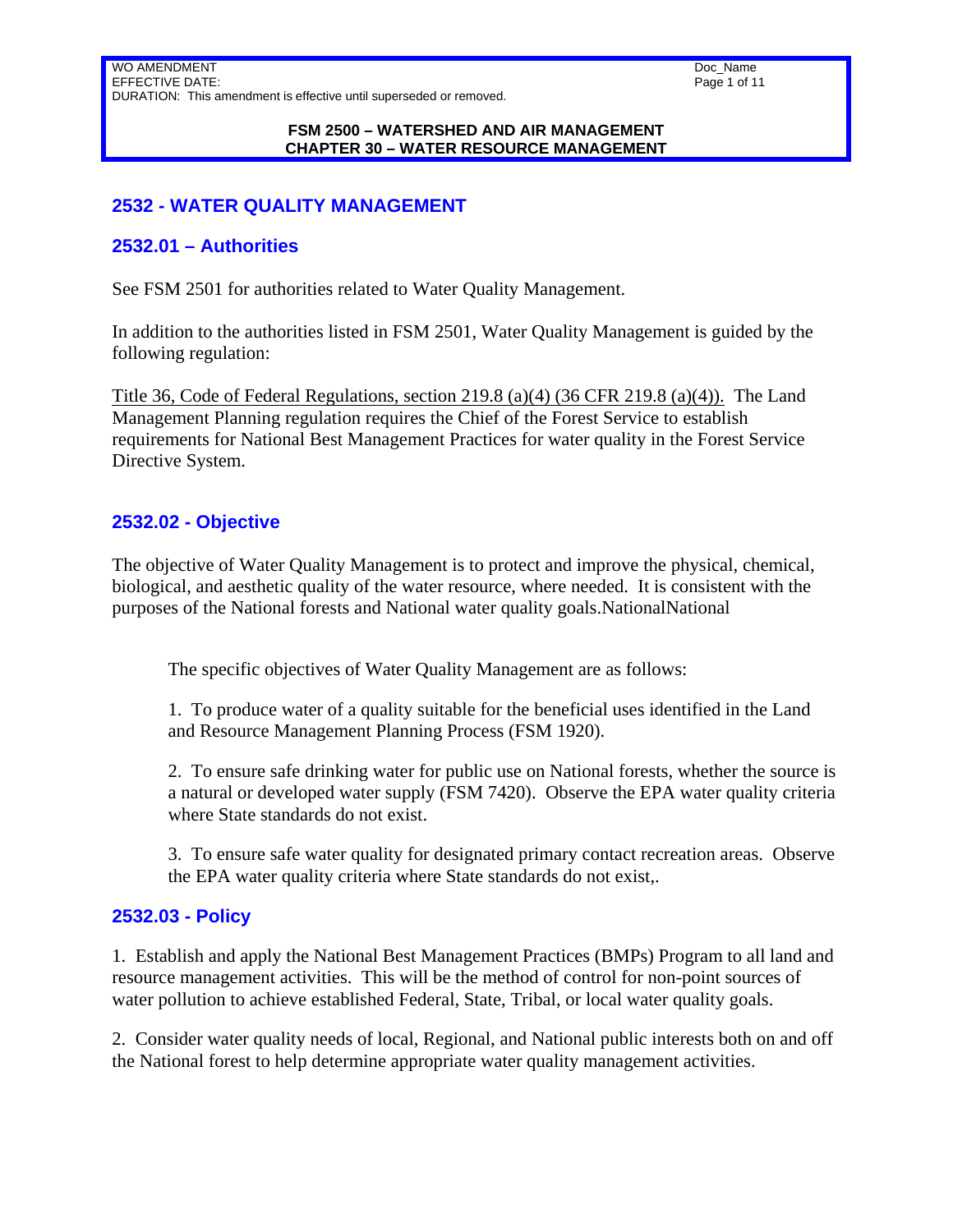**FSM 2500 – WATERSHED AND AIR MANAGEMENT**
**CHAPTER 30 – WATER RESOURCE MANAGEMENT**

## 2532 - WATER QUALITY MANAGEMENT

### 2532.01 – Authorities

See FSM 2501 for authorities related to Water Quality Management.

In addition to the authorities listed in FSM 2501, Water Quality Management is guided by the following regulation:

Title 36, Code of Federal Regulations, section 219.8 (a)(4) (36 CFR 219.8 (a)(4)). The Land Management Planning regulation requires the Chief of the Forest Service to establish requirements for National Best Management Practices for water quality in the Forest Service Directive System.

### 2532.02 - Objective

The objective of Water Quality Management is to protect and improve the physical, chemical, biological, and aesthetic quality of the water resource, where needed. It is consistent with the purposes of the National forests and National water quality goals.NationalNational

The specific objectives of Water Quality Management are as follows:

1. To produce water of a quality suitable for the beneficial uses identified in the Land and Resource Management Planning Process (FSM 1920).

2. To ensure safe drinking water for public use on National forests, whether the source is a natural or developed water supply (FSM 7420). Observe the EPA water quality criteria where State standards do not exist.

3. To ensure safe water quality for designated primary contact recreation areas. Observe the EPA water quality criteria where State standards do not exist,.

### 2532.03 - Policy

1. Establish and apply the National Best Management Practices (BMPs) Program to all land and resource management activities. This will be the method of control for non-point sources of water pollution to achieve established Federal, State, Tribal, or local water quality goals.

2. Consider water quality needs of local, Regional, and National public interests both on and off the National forest to help determine appropriate water quality management activities.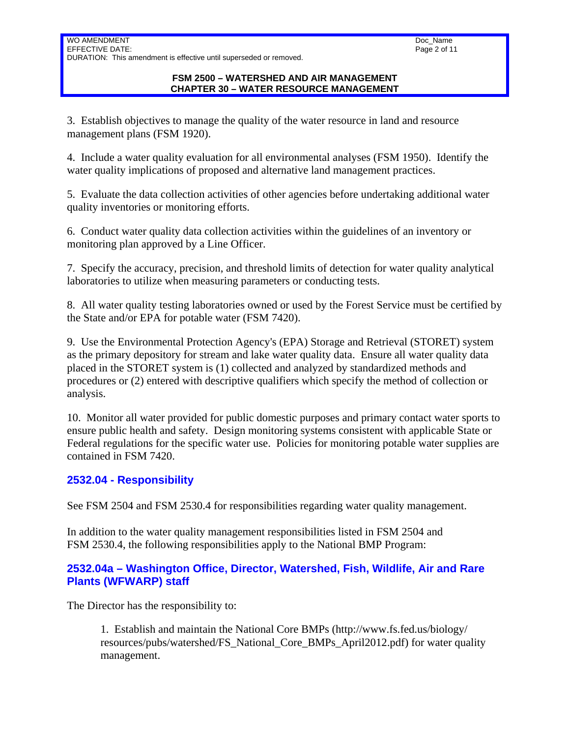3. Establish objectives to manage the quality of the water resource in land and resource management plans (FSM 1920).

4. Include a water quality evaluation for all environmental analyses (FSM 1950). Identify the water quality implications of proposed and alternative land management practices.

5. Evaluate the data collection activities of other agencies before undertaking additional water quality inventories or monitoring efforts.

6. Conduct water quality data collection activities within the guidelines of an inventory or monitoring plan approved by a Line Officer.

7. Specify the accuracy, precision, and threshold limits of detection for water quality analytical laboratories to utilize when measuring parameters or conducting tests.

8. All water quality testing laboratories owned or used by the Forest Service must be certified by the State and/or EPA for potable water (FSM 7420).

9. Use the Environmental Protection Agency's (EPA) Storage and Retrieval (STORET) system as the primary depository for stream and lake water quality data. Ensure all water quality data placed in the STORET system is (1) collected and analyzed by standardized methods and procedures or (2) entered with descriptive qualifiers which specify the method of collection or analysis.

10. Monitor all water provided for public domestic purposes and primary contact water sports to ensure public health and safety. Design monitoring systems consistent with applicable State or Federal regulations for the specific water use. Policies for monitoring potable water supplies are contained in FSM 7420.

## 2532.04 - Responsibility

See FSM 2504 and FSM 2530.4 for responsibilities regarding water quality management.

In addition to the water quality management responsibilities listed in FSM 2504 and FSM 2530.4, the following responsibilities apply to the National BMP Program:

### 2532.04a – Washington Office, Director, Watershed, Fish, Wildlife, Air and Rare Plants (WFWARP) staff

The Director has the responsibility to:

1. Establish and maintain the National Core BMPs (http://www.fs.fed.us/biology/resources/pubs/watershed/FS_National_Core_BMPs_April2012.pdf) for water quality management.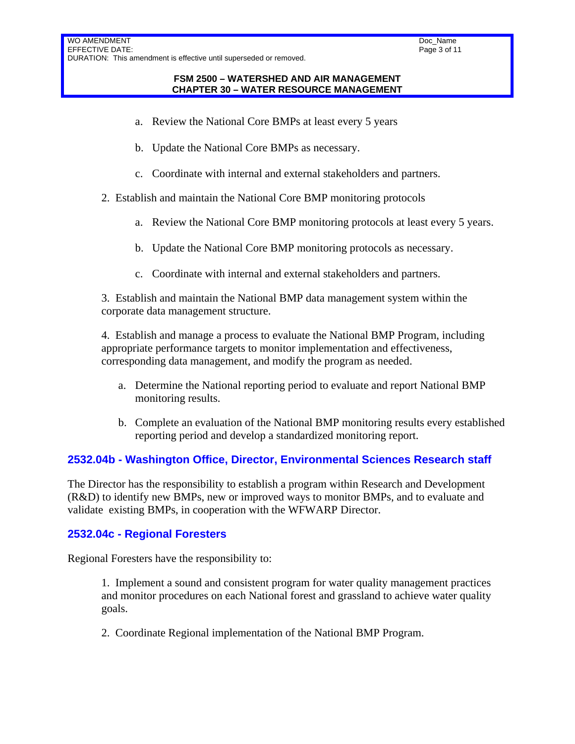a. Review the National Core BMPs at least every 5 years

b. Update the National Core BMPs as necessary.

c. Coordinate with internal and external stakeholders and partners.

2. Establish and maintain the National Core BMP monitoring protocols

a. Review the National Core BMP monitoring protocols at least every 5 years.

b. Update the National Core BMP monitoring protocols as necessary.

c. Coordinate with internal and external stakeholders and partners.

3. Establish and maintain the National BMP data management system within the corporate data management structure.

4. Establish and manage a process to evaluate the National BMP Program, including appropriate performance targets to monitor implementation and effectiveness, corresponding data management, and modify the program as needed.

a. Determine the National reporting period to evaluate and report National BMP monitoring results.

b. Complete an evaluation of the National BMP monitoring results every established reporting period and develop a standardized monitoring report.

## 2532.04b - Washington Office, Director, Environmental Sciences Research staff

The Director has the responsibility to establish a program within Research and Development (R&D) to identify new BMPs, new or improved ways to monitor BMPs, and to evaluate and validate existing BMPs, in cooperation with the WFWARP Director.

## 2532.04c - Regional Foresters

Regional Foresters have the responsibility to:

1. Implement a sound and consistent program for water quality management practices and monitor procedures on each National forest and grassland to achieve water quality goals.

2. Coordinate Regional implementation of the National BMP Program.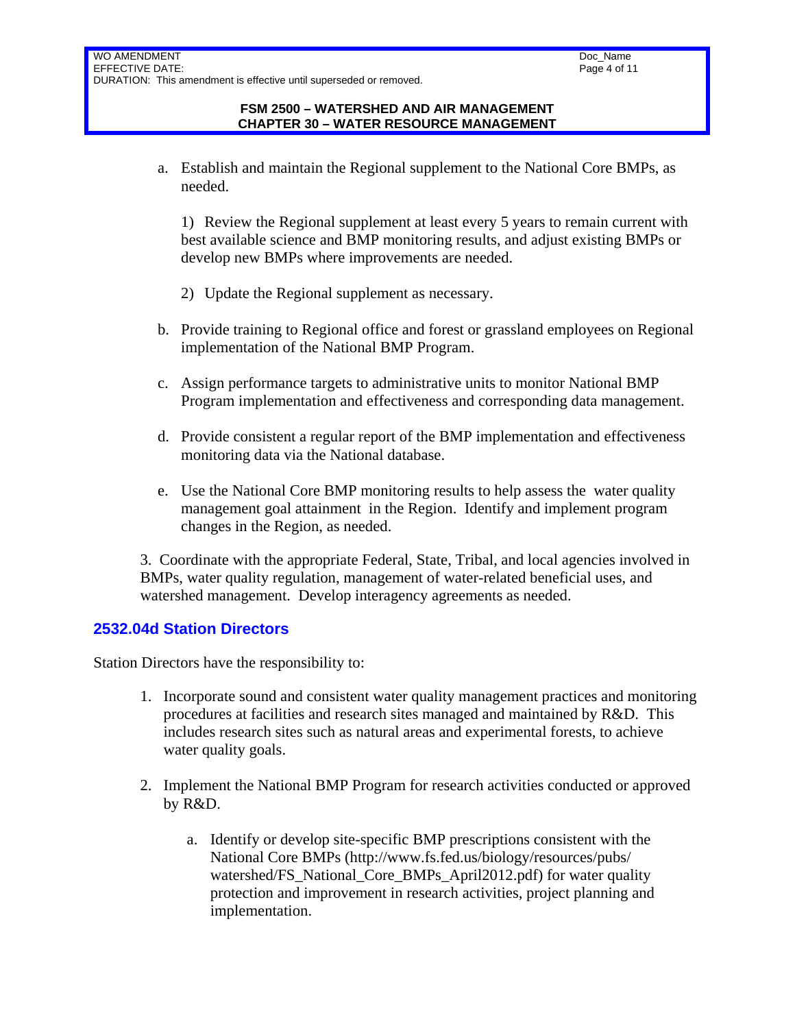a. Establish and maintain the Regional supplement to the National Core BMPs, as needed.

   1) Review the Regional supplement at least every 5 years to remain current with best available science and BMP monitoring results, and adjust existing BMPs or develop new BMPs where improvements are needed.

   2) Update the Regional supplement as necessary.

b. Provide training to Regional office and forest or grassland employees on Regional implementation of the National BMP Program.

c. Assign performance targets to administrative units to monitor National BMP Program implementation and effectiveness and corresponding data management.

d. Provide consistent a regular report of the BMP implementation and effectiveness monitoring data via the National database.

e. Use the National Core BMP monitoring results to help assess the water quality management goal attainment in the Region. Identify and implement program changes in the Region, as needed.

3. Coordinate with the appropriate Federal, State, Tribal, and local agencies involved in BMPs, water quality regulation, management of water-related beneficial uses, and watershed management. Develop interagency agreements as needed.

## 2532.04d Station Directors

Station Directors have the responsibility to:

1. Incorporate sound and consistent water quality management practices and monitoring procedures at facilities and research sites managed and maintained by R&D. This includes research sites such as natural areas and experimental forests, to achieve water quality goals.

2. Implement the National BMP Program for research activities conducted or approved by R&D.

   a. Identify or develop site-specific BMP prescriptions consistent with the National Core BMPs (http://www.fs.fed.us/biology/resources/pubs/watershed/FS_National_Core_BMPs_April2012.pdf) for water quality protection and improvement in research activities, project planning and implementation.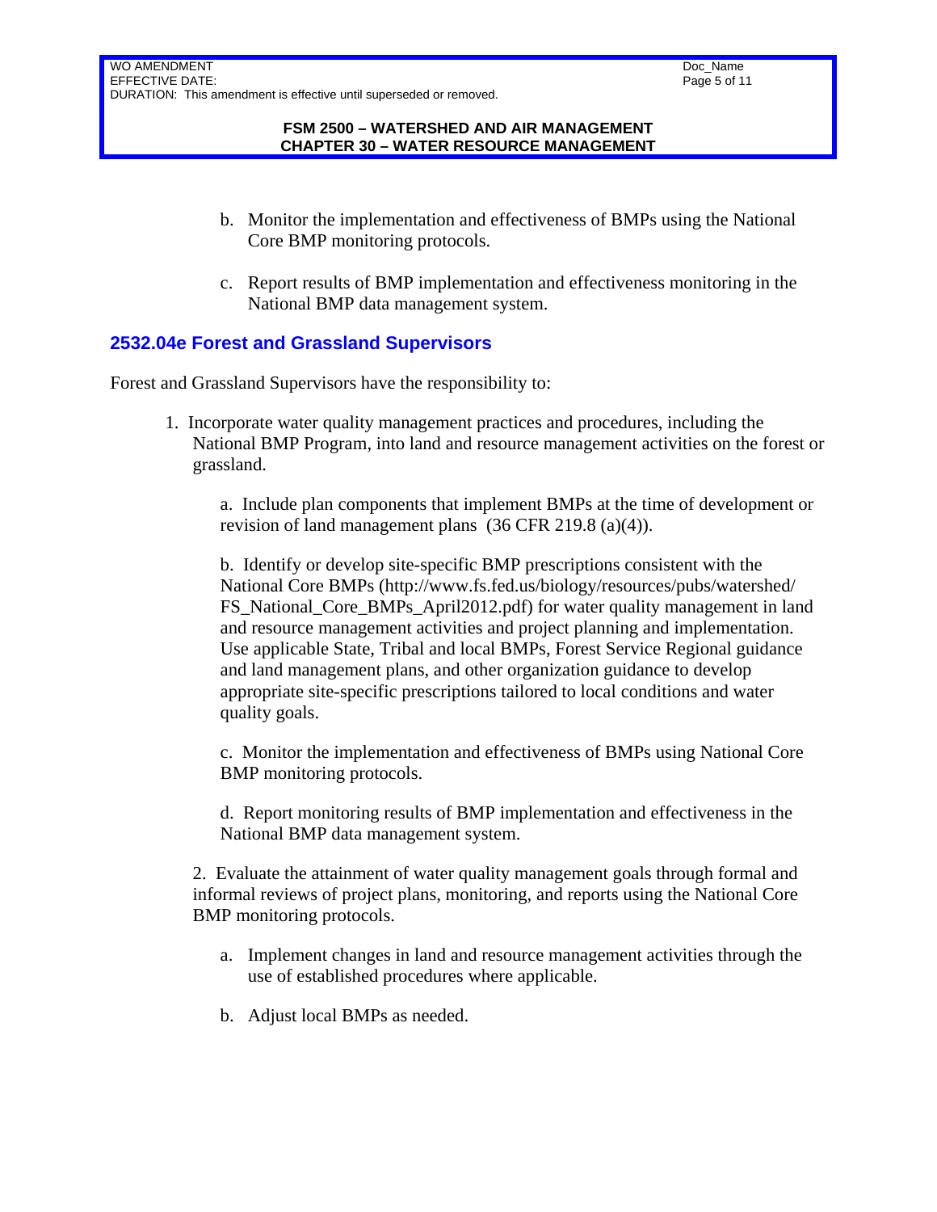b. Monitor the implementation and effectiveness of BMPs using the National Core BMP monitoring protocols.

c. Report results of BMP implementation and effectiveness monitoring in the National BMP data management system.

### 2532.04e Forest and Grassland Supervisors

Forest and Grassland Supervisors have the responsibility to:

1. Incorporate water quality management practices and procedures, including the National BMP Program, into land and resource management activities on the forest or grassland.

   a. Include plan components that implement BMPs at the time of development or revision of land management plans (36 CFR 219.8 (a)(4)).

   b. Identify or develop site-specific BMP prescriptions consistent with the National Core BMPs (http://www.fs.fed.us/biology/resources/pubs/watershed/FS_National_Core_BMPs_April2012.pdf) for water quality management in land and resource management activities and project planning and implementation. Use applicable State, Tribal and local BMPs, Forest Service Regional guidance and land management plans, and other organization guidance to develop appropriate site-specific prescriptions tailored to local conditions and water quality goals.

   c. Monitor the implementation and effectiveness of BMPs using National Core BMP monitoring protocols.

   d. Report monitoring results of BMP implementation and effectiveness in the National BMP data management system.

2. Evaluate the attainment of water quality management goals through formal and informal reviews of project plans, monitoring, and reports using the National Core BMP monitoring protocols.

   a. Implement changes in land and resource management activities through the use of established procedures where applicable.

   b. Adjust local BMPs as needed.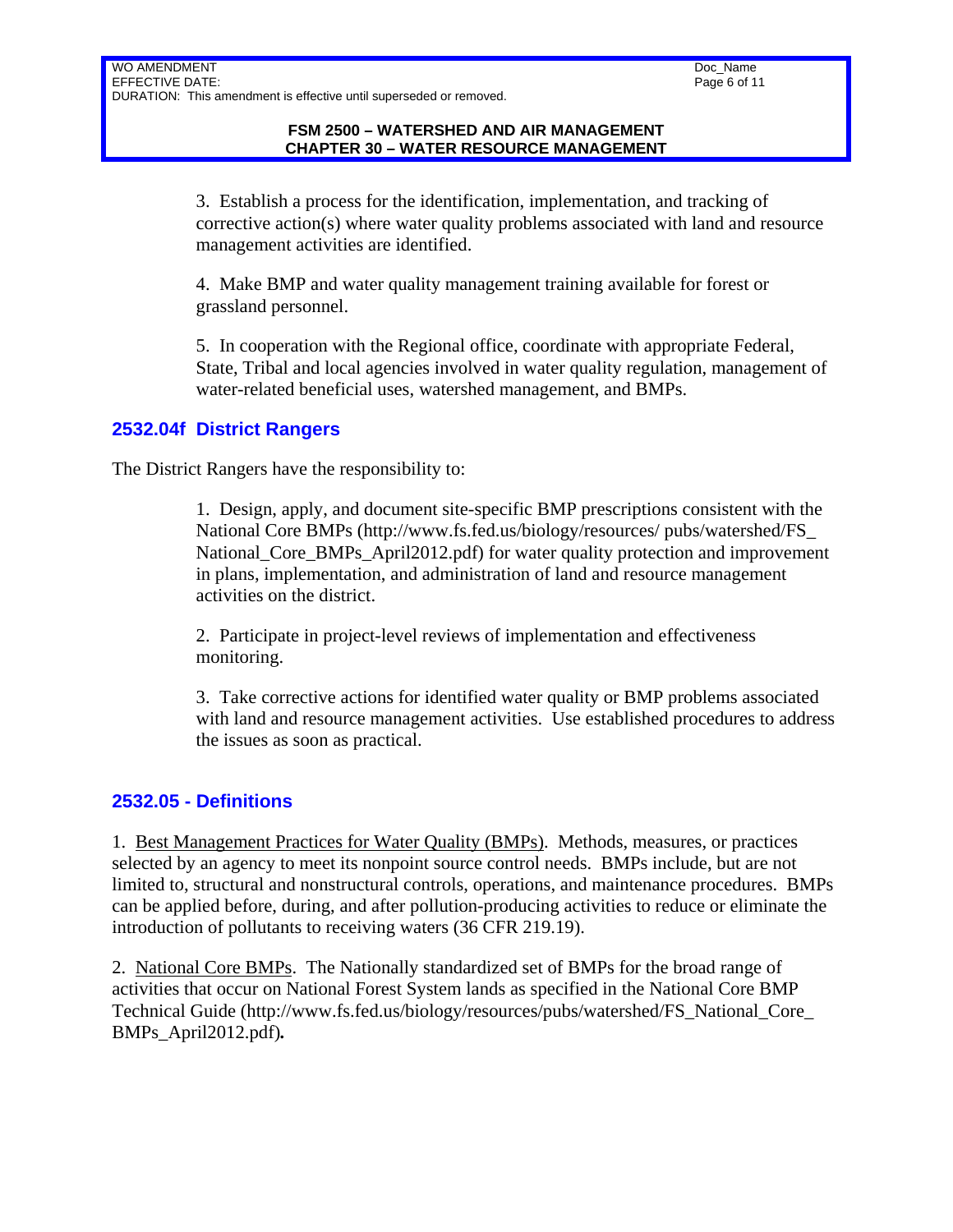3. Establish a process for the identification, implementation, and tracking of corrective action(s) where water quality problems associated with land and resource management activities are identified.

4. Make BMP and water quality management training available for forest or grassland personnel.

5. In cooperation with the Regional office, coordinate with appropriate Federal, State, Tribal and local agencies involved in water quality regulation, management of water-related beneficial uses, watershed management, and BMPs.

### 2532.04f District Rangers

The District Rangers have the responsibility to:

1. Design, apply, and document site-specific BMP prescriptions consistent with the National Core BMPs (http://www.fs.fed.us/biology/resources/ pubs/watershed/FS_National_Core_BMPs_April2012.pdf) for water quality protection and improvement in plans, implementation, and administration of land and resource management activities on the district.

2. Participate in project-level reviews of implementation and effectiveness monitoring.

3. Take corrective actions for identified water quality or BMP problems associated with land and resource management activities. Use established procedures to address the issues as soon as practical.

### 2532.05 - Definitions

1. Best Management Practices for Water Quality (BMPs). Methods, measures, or practices selected by an agency to meet its nonpoint source control needs. BMPs include, but are not limited to, structural and nonstructural controls, operations, and maintenance procedures. BMPs can be applied before, during, and after pollution-producing activities to reduce or eliminate the introduction of pollutants to receiving waters (36 CFR 219.19).

2. National Core BMPs. The Nationally standardized set of BMPs for the broad range of activities that occur on National Forest System lands as specified in the National Core BMP Technical Guide (http://www.fs.fed.us/biology/resources/pubs/watershed/FS_National_Core_BMPs_April2012.pdf)**.**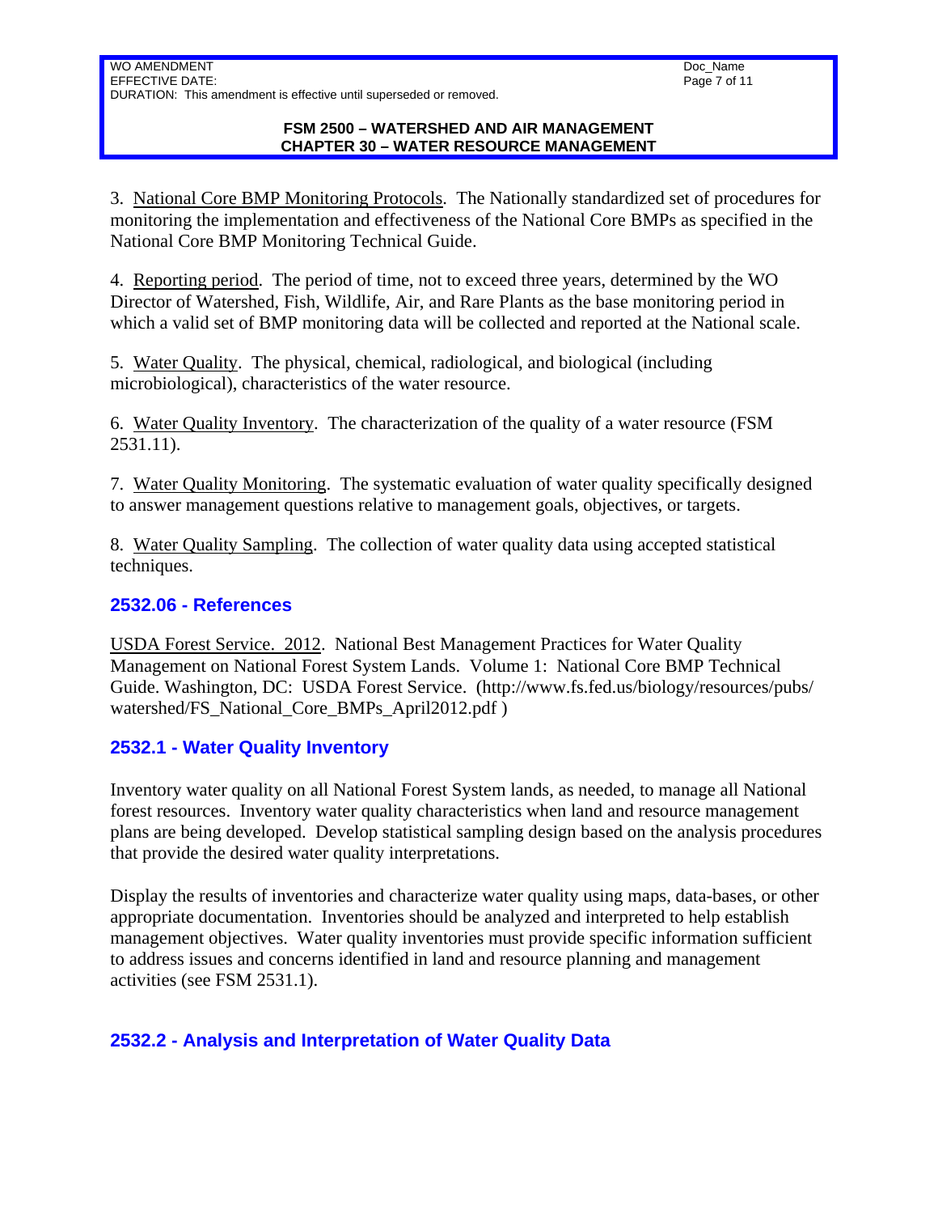3. National Core BMP Monitoring Protocols. The Nationally standardized set of procedures for monitoring the implementation and effectiveness of the National Core BMPs as specified in the National Core BMP Monitoring Technical Guide.

4. Reporting period. The period of time, not to exceed three years, determined by the WO Director of Watershed, Fish, Wildlife, Air, and Rare Plants as the base monitoring period in which a valid set of BMP monitoring data will be collected and reported at the National scale.

5. Water Quality. The physical, chemical, radiological, and biological (including microbiological), characteristics of the water resource.

6. Water Quality Inventory. The characterization of the quality of a water resource (FSM 2531.11).

7. Water Quality Monitoring. The systematic evaluation of water quality specifically designed to answer management questions relative to management goals, objectives, or targets.

8. Water Quality Sampling. The collection of water quality data using accepted statistical techniques.

## 2532.06 - References

USDA Forest Service. 2012. National Best Management Practices for Water Quality Management on National Forest System Lands. Volume 1: National Core BMP Technical Guide. Washington, DC: USDA Forest Service. (http://www.fs.fed.us/biology/resources/pubs/watershed/FS_National_Core_BMPs_April2012.pdf )

## 2532.1 - Water Quality Inventory

Inventory water quality on all National Forest System lands, as needed, to manage all National forest resources. Inventory water quality characteristics when land and resource management plans are being developed. Develop statistical sampling design based on the analysis procedures that provide the desired water quality interpretations.

Display the results of inventories and characterize water quality using maps, data-bases, or other appropriate documentation. Inventories should be analyzed and interpreted to help establish management objectives. Water quality inventories must provide specific information sufficient to address issues and concerns identified in land and resource planning and management activities (see FSM 2531.1).

## 2532.2 - Analysis and Interpretation of Water Quality Data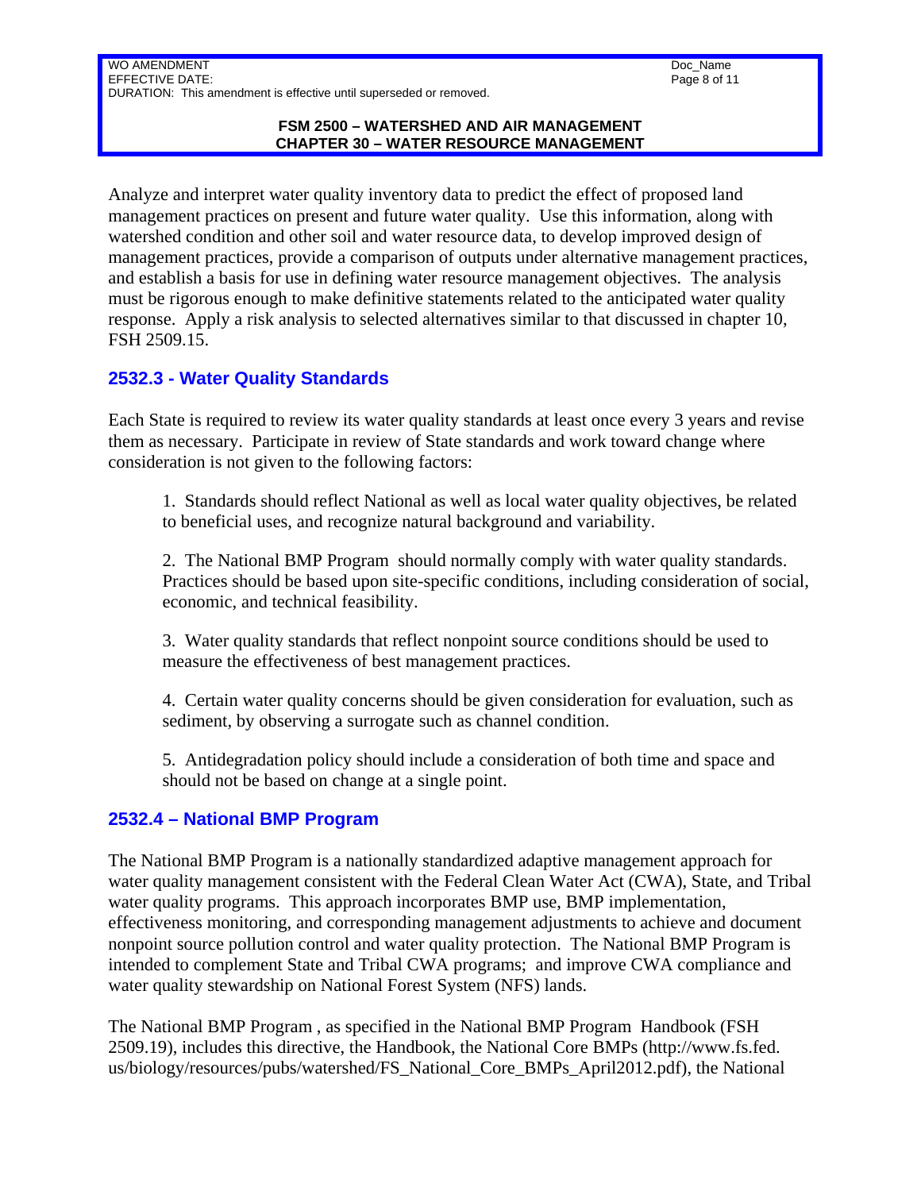Analyze and interpret water quality inventory data to predict the effect of proposed land management practices on present and future water quality. Use this information, along with watershed condition and other soil and water resource data, to develop improved design of management practices, provide a comparison of outputs under alternative management practices, and establish a basis for use in defining water resource management objectives. The analysis must be rigorous enough to make definitive statements related to the anticipated water quality response. Apply a risk analysis to selected alternatives similar to that discussed in chapter 10, FSH 2509.15.

## 2532.3 - Water Quality Standards

Each State is required to review its water quality standards at least once every 3 years and revise them as necessary. Participate in review of State standards and work toward change where consideration is not given to the following factors:

1. Standards should reflect National as well as local water quality objectives, be related to beneficial uses, and recognize natural background and variability.

2. The National BMP Program should normally comply with water quality standards. Practices should be based upon site-specific conditions, including consideration of social, economic, and technical feasibility.

3. Water quality standards that reflect nonpoint source conditions should be used to measure the effectiveness of best management practices.

4. Certain water quality concerns should be given consideration for evaluation, such as sediment, by observing a surrogate such as channel condition.

5. Antidegradation policy should include a consideration of both time and space and should not be based on change at a single point.

## 2532.4 – National BMP Program

The National BMP Program is a nationally standardized adaptive management approach for water quality management consistent with the Federal Clean Water Act (CWA), State, and Tribal water quality programs. This approach incorporates BMP use, BMP implementation, effectiveness monitoring, and corresponding management adjustments to achieve and document nonpoint source pollution control and water quality protection. The National BMP Program is intended to complement State and Tribal CWA programs; and improve CWA compliance and water quality stewardship on National Forest System (NFS) lands.

The National BMP Program , as specified in the National BMP Program Handbook (FSH 2509.19), includes this directive, the Handbook, the National Core BMPs (http://www.fs.fed.us/biology/resources/pubs/watershed/FS_National_Core_BMPs_April2012.pdf), the National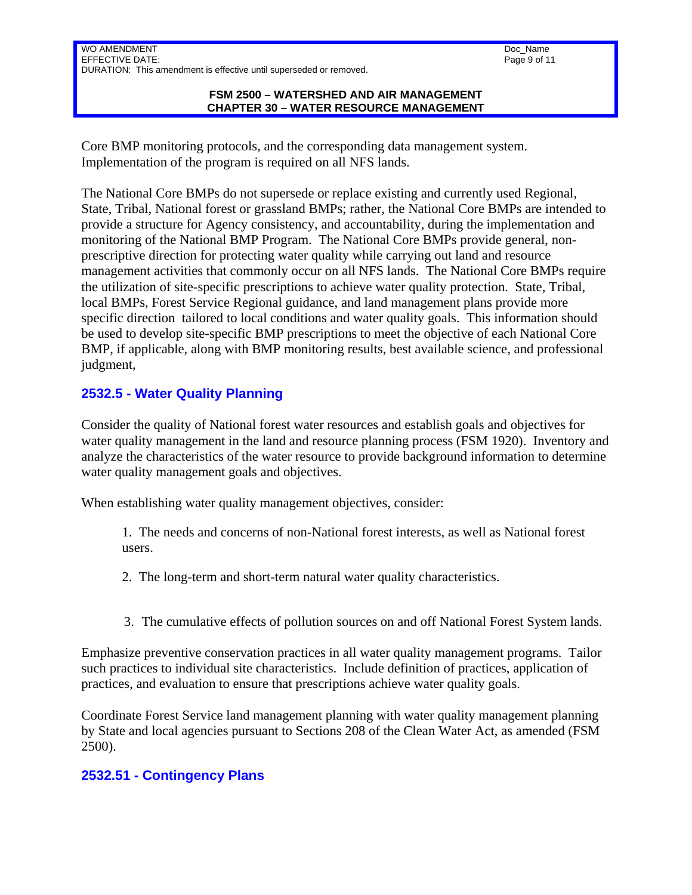Core BMP monitoring protocols, and the corresponding data management system. Implementation of the program is required on all NFS lands.

The National Core BMPs do not supersede or replace existing and currently used Regional, State, Tribal, National forest or grassland BMPs; rather, the National Core BMPs are intended to provide a structure for Agency consistency, and accountability, during the implementation and monitoring of the National BMP Program. The National Core BMPs provide general, non-prescriptive direction for protecting water quality while carrying out land and resource management activities that commonly occur on all NFS lands. The National Core BMPs require the utilization of site-specific prescriptions to achieve water quality protection. State, Tribal, local BMPs, Forest Service Regional guidance, and land management plans provide more specific direction tailored to local conditions and water quality goals. This information should be used to develop site-specific BMP prescriptions to meet the objective of each National Core BMP, if applicable, along with BMP monitoring results, best available science, and professional judgment,

## 2532.5 - Water Quality Planning

Consider the quality of National forest water resources and establish goals and objectives for water quality management in the land and resource planning process (FSM 1920). Inventory and analyze the characteristics of the water resource to provide background information to determine water quality management goals and objectives.

When establishing water quality management objectives, consider:

1. The needs and concerns of non-National forest interests, as well as National forest users.

2. The long-term and short-term natural water quality characteristics.

3. The cumulative effects of pollution sources on and off National Forest System lands.

Emphasize preventive conservation practices in all water quality management programs. Tailor such practices to individual site characteristics. Include definition of practices, application of practices, and evaluation to ensure that prescriptions achieve water quality goals.

Coordinate Forest Service land management planning with water quality management planning by State and local agencies pursuant to Sections 208 of the Clean Water Act, as amended (FSM 2500).

## 2532.51 - Contingency Plans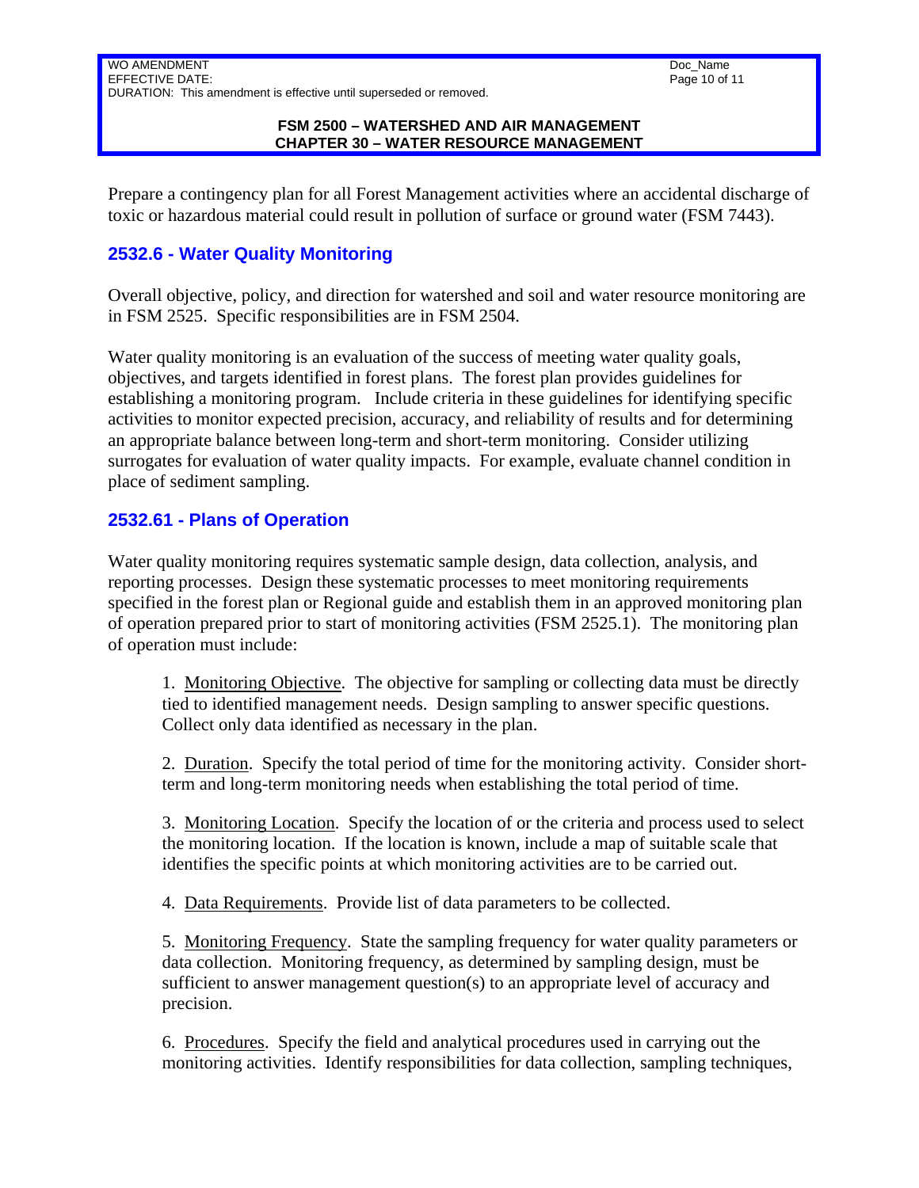Prepare a contingency plan for all Forest Management activities where an accidental discharge of toxic or hazardous material could result in pollution of surface or ground water (FSM 7443).

## 2532.6 - Water Quality Monitoring

Overall objective, policy, and direction for watershed and soil and water resource monitoring are in FSM 2525. Specific responsibilities are in FSM 2504.

Water quality monitoring is an evaluation of the success of meeting water quality goals, objectives, and targets identified in forest plans. The forest plan provides guidelines for establishing a monitoring program. Include criteria in these guidelines for identifying specific activities to monitor expected precision, accuracy, and reliability of results and for determining an appropriate balance between long-term and short-term monitoring. Consider utilizing surrogates for evaluation of water quality impacts. For example, evaluate channel condition in place of sediment sampling.

## 2532.61 - Plans of Operation

Water quality monitoring requires systematic sample design, data collection, analysis, and reporting processes. Design these systematic processes to meet monitoring requirements specified in the forest plan or Regional guide and establish them in an approved monitoring plan of operation prepared prior to start of monitoring activities (FSM 2525.1). The monitoring plan of operation must include:

1. Monitoring Objective. The objective for sampling or collecting data must be directly tied to identified management needs. Design sampling to answer specific questions. Collect only data identified as necessary in the plan.

2. Duration. Specify the total period of time for the monitoring activity. Consider short-term and long-term monitoring needs when establishing the total period of time.

3. Monitoring Location. Specify the location of or the criteria and process used to select the monitoring location. If the location is known, include a map of suitable scale that identifies the specific points at which monitoring activities are to be carried out.

4. Data Requirements. Provide list of data parameters to be collected.

5. Monitoring Frequency. State the sampling frequency for water quality parameters or data collection. Monitoring frequency, as determined by sampling design, must be sufficient to answer management question(s) to an appropriate level of accuracy and precision.

6. Procedures. Specify the field and analytical procedures used in carrying out the monitoring activities. Identify responsibilities for data collection, sampling techniques,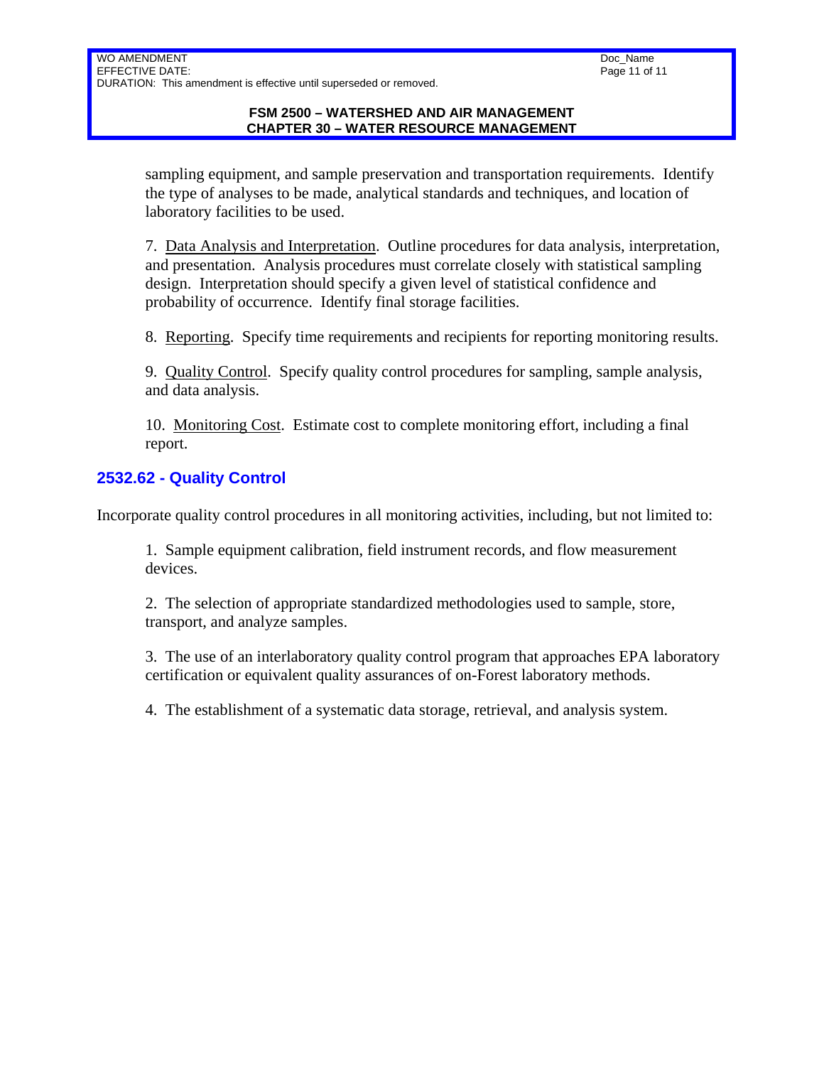sampling equipment, and sample preservation and transportation requirements. Identify the type of analyses to be made, analytical standards and techniques, and location of laboratory facilities to be used.

7. Data Analysis and Interpretation. Outline procedures for data analysis, interpretation, and presentation. Analysis procedures must correlate closely with statistical sampling design. Interpretation should specify a given level of statistical confidence and probability of occurrence. Identify final storage facilities.

8. Reporting. Specify time requirements and recipients for reporting monitoring results.

9. Quality Control. Specify quality control procedures for sampling, sample analysis, and data analysis.

10. Monitoring Cost. Estimate cost to complete monitoring effort, including a final report.

## 2532.62 - Quality Control

Incorporate quality control procedures in all monitoring activities, including, but not limited to:

1. Sample equipment calibration, field instrument records, and flow measurement devices.

2. The selection of appropriate standardized methodologies used to sample, store, transport, and analyze samples.

3. The use of an interlaboratory quality control program that approaches EPA laboratory certification or equivalent quality assurances of on-Forest laboratory methods.

4. The establishment of a systematic data storage, retrieval, and analysis system.